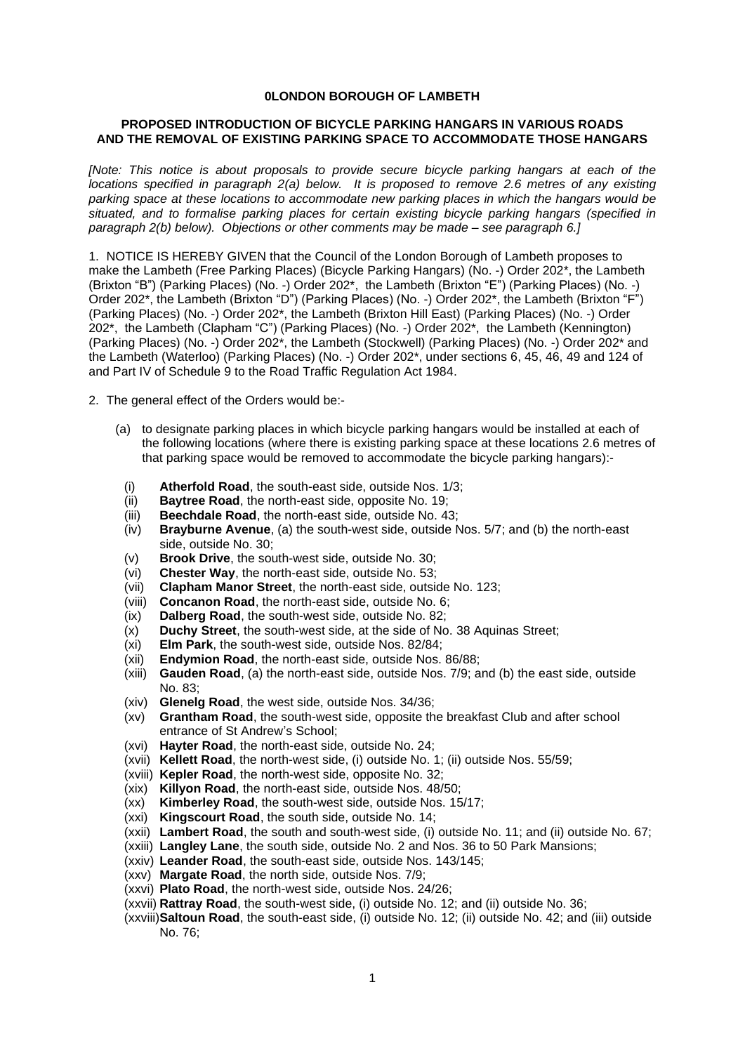**0LONDON BOROUGH OF LAMBETH**

**PROPOSED INTRODUCTION OF BICYCLE PARKING HANGARS IN VARIOUS ROADS AND THE REMOVAL OF EXISTING PARKING SPACE TO ACCOMMODATE THOSE HANGARS**

*[Note: This notice is about proposals to provide secure bicycle parking hangars at each of the locations specified in paragraph 2(a) below. It is proposed to remove 2.6 metres of any existing parking space at these locations to accommodate new parking places in which the hangars would be situated, and to formalise parking places for certain existing bicycle parking hangars (specified in paragraph 2(b) below). Objections or other comments may be made – see paragraph 6.]*

1. NOTICE IS HEREBY GIVEN that the Council of the London Borough of Lambeth proposes to make the Lambeth (Free Parking Places) (Bicycle Parking Hangars) (No. -) Order 202*, the Lambeth (Brixton "B") (Parking Places) (No. -) Order 202*, the Lambeth (Brixton "E") (Parking Places) (No. -) Order 202*, the Lambeth (Brixton "D") (Parking Places) (No. -) Order 202*, the Lambeth (Brixton "F") (Parking Places) (No. -) Order 202*, the Lambeth (Brixton Hill East) (Parking Places) (No. -) Order 202*, the Lambeth (Clapham "C") (Parking Places) (No. -) Order 202*, the Lambeth (Kennington) (Parking Places) (No. -) Order 202*, the Lambeth (Stockwell) (Parking Places) (No. -) Order 202* and the Lambeth (Waterloo) (Parking Places) (No. -) Order 202*, under sections 6, 45, 46, 49 and 124 of and Part IV of Schedule 9 to the Road Traffic Regulation Act 1984.

2. The general effect of the Orders would be:-

(a) to designate parking places in which bicycle parking hangars would be installed at each of the following locations (where there is existing parking space at these locations 2.6 metres of that parking space would be removed to accommodate the bicycle parking hangars):-

(i) **Atherfold Road**, the south-east side, outside Nos. 1/3;
(ii) **Baytree Road**, the north-east side, opposite No. 19;
(iii) **Beechdale Road**, the north-east side, outside No. 43;
(iv) **Brayburne Avenue**, (a) the south-west side, outside Nos. 5/7; and (b) the north-east side, outside No. 30;
(v) **Brook Drive**, the south-west side, outside No. 30;
(vi) **Chester Way**, the north-east side, outside No. 53;
(vii) **Clapham Manor Street**, the north-east side, outside No. 123;
(viii) **Concanon Road**, the north-east side, outside No. 6;
(ix) **Dalberg Road**, the south-west side, outside No. 82;
(x) **Duchy Street**, the south-west side, at the side of No. 38 Aquinas Street;
(xi) **Elm Park**, the south-west side, outside Nos. 82/84;
(xii) **Endymion Road**, the north-east side, outside Nos. 86/88;
(xiii) **Gauden Road**, (a) the north-east side, outside Nos. 7/9; and (b) the east side, outside No. 83;
(xiv) **Glenelg Road**, the west side, outside Nos. 34/36;
(xv) **Grantham Road**, the south-west side, opposite the breakfast Club and after school entrance of St Andrew's School;
(xvi) **Hayter Road**, the north-east side, outside No. 24;
(xvii) **Kellett Road**, the north-west side, (i) outside No. 1; (ii) outside Nos. 55/59;
(xviii) **Kepler Road**, the north-west side, opposite No. 32;
(xix) **Killyon Road**, the north-east side, outside Nos. 48/50;
(xx) **Kimberley Road**, the south-west side, outside Nos. 15/17;
(xxi) **Kingscourt Road**, the south side, outside No. 14;
(xxii) **Lambert Road**, the south and south-west side, (i) outside No. 11; and (ii) outside No. 67;
(xxiii) **Langley Lane**, the south side, outside No. 2 and Nos. 36 to 50 Park Mansions;
(xxiv) **Leander Road**, the south-east side, outside Nos. 143/145;
(xxv) **Margate Road**, the north side, outside Nos. 7/9;
(xxvi) **Plato Road**, the north-west side, outside Nos. 24/26;
(xxvii) **Rattray Road**, the south-west side, (i) outside No. 12; and (ii) outside No. 36;
(xxviii) **Saltoun Road**, the south-east side, (i) outside No. 12; (ii) outside No. 42; and (iii) outside No. 76;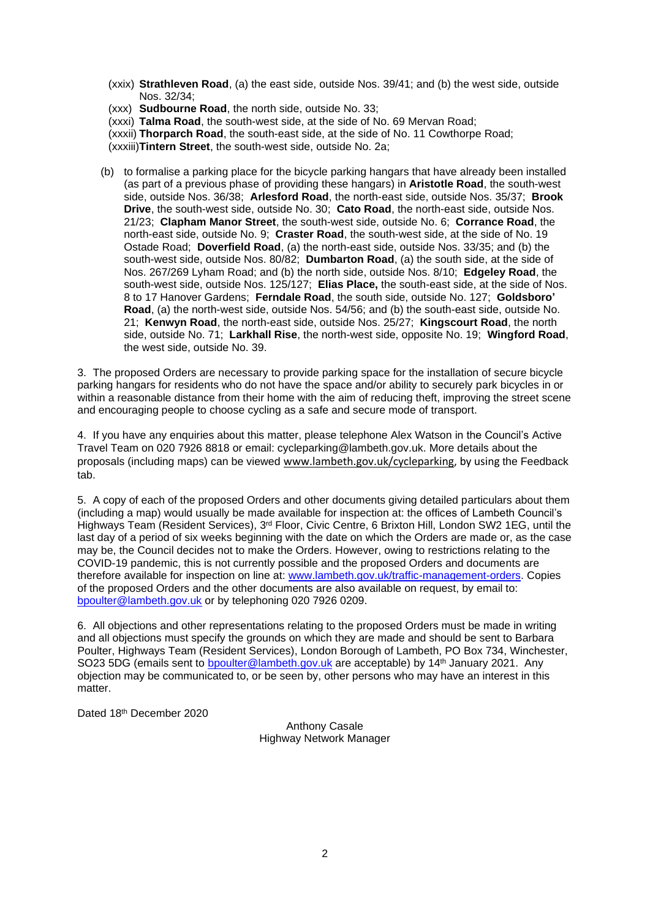(xxix) **Strathleven Road**, (a) the east side, outside Nos. 39/41; and (b) the west side, outside Nos. 32/34;

(xxx) **Sudbourne Road**, the north side, outside No. 33;

(xxxi) **Talma Road**, the south-west side, at the side of No. 69 Mervan Road;

(xxxii) **Thorparch Road**, the south-east side, at the side of No. 11 Cowthorpe Road;

(xxxiii) **Tintern Street**, the south-west side, outside No. 2a;

(b) to formalise a parking place for the bicycle parking hangars that have already been installed (as part of a previous phase of providing these hangars) in **Aristotle Road**, the south-west side, outside Nos. 36/38; **Arlesford Road**, the north-east side, outside Nos. 35/37; **Brook Drive**, the south-west side, outside No. 30; **Cato Road**, the north-east side, outside Nos. 21/23; **Clapham Manor Street**, the south-west side, outside No. 6; **Corrance Road**, the north-east side, outside No. 9; **Craster Road**, the south-west side, at the side of No. 19 Ostade Road; **Doverfield Road**, (a) the north-east side, outside Nos. 33/35; and (b) the south-west side, outside Nos. 80/82; **Dumbarton Road**, (a) the south side, at the side of Nos. 267/269 Lyham Road; and (b) the north side, outside Nos. 8/10; **Edgeley Road**, the south-west side, outside Nos. 125/127; **Elias Place,** the south-east side, at the side of Nos. 8 to 17 Hanover Gardens; **Ferndale Road**, the south side, outside No. 127; **Goldsboro' Road**, (a) the north-west side, outside Nos. 54/56; and (b) the south-east side, outside No. 21; **Kenwyn Road**, the north-east side, outside Nos. 25/27; **Kingscourt Road**, the north side, outside No. 71; **Larkhall Rise**, the north-west side, opposite No. 19; **Wingford Road**, the west side, outside No. 39.

3. The proposed Orders are necessary to provide parking space for the installation of secure bicycle parking hangars for residents who do not have the space and/or ability to securely park bicycles in or within a reasonable distance from their home with the aim of reducing theft, improving the street scene and encouraging people to choose cycling as a safe and secure mode of transport.

4. If you have any enquiries about this matter, please telephone Alex Watson in the Council's Active Travel Team on 020 7926 8818 or email: cycleparking@lambeth.gov.uk. More details about the proposals (including maps) can be viewed www.lambeth.gov.uk/cycleparking, by using the Feedback tab.

5. A copy of each of the proposed Orders and other documents giving detailed particulars about them (including a map) would usually be made available for inspection at: the offices of Lambeth Council's Highways Team (Resident Services), 3rd Floor, Civic Centre, 6 Brixton Hill, London SW2 1EG, until the last day of a period of six weeks beginning with the date on which the Orders are made or, as the case may be, the Council decides not to make the Orders. However, owing to restrictions relating to the COVID-19 pandemic, this is not currently possible and the proposed Orders and documents are therefore available for inspection on line at: www.lambeth.gov.uk/traffic-management-orders. Copies of the proposed Orders and the other documents are also available on request, by email to: bpoulter@lambeth.gov.uk or by telephoning 020 7926 0209.

6. All objections and other representations relating to the proposed Orders must be made in writing and all objections must specify the grounds on which they are made and should be sent to Barbara Poulter, Highways Team (Resident Services), London Borough of Lambeth, PO Box 734, Winchester, SO23 5DG (emails sent to bpoulter@lambeth.gov.uk are acceptable) by 14th January 2021. Any objection may be communicated to, or be seen by, other persons who may have an interest in this matter.

Dated 18th December 2020

Anthony Casale
Highway Network Manager